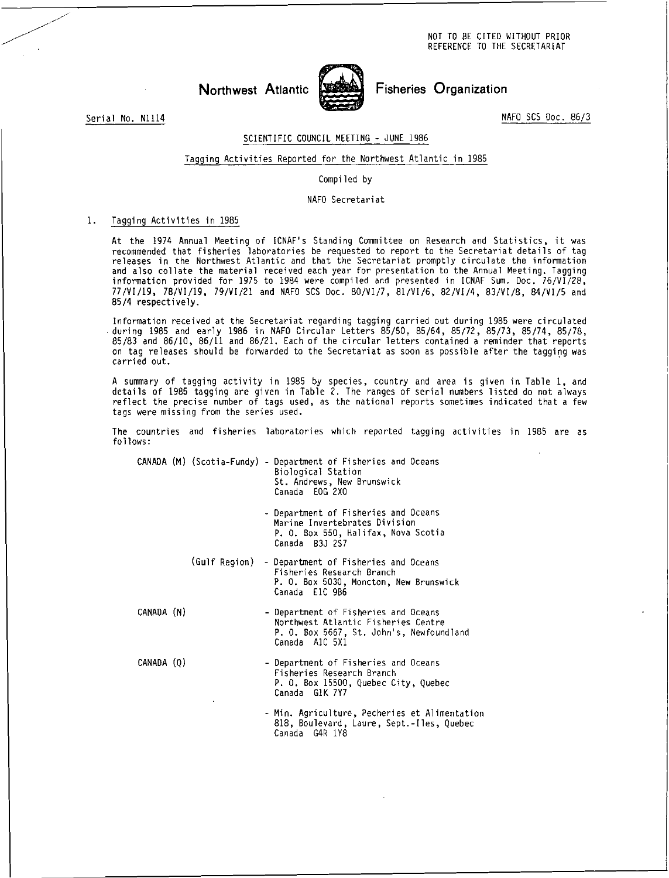NOT TO BE CITED WITHOUT PRIOR REFERENCE TO THE SECRETARIAT

# Northwest Atlantic Fisheries Organization

Serial No. N1114

NAFO SCS Doc. 86/3

SCIENTIFIC COUNCIL MEETING - JUNE 1986

## Tagging Activities Reported for the Northwest Atlantic in 1985

Compiled by

NAFO Secretariat

### 1. Tagging Activities in 1985

At the 1974 Annual Meeting of ICNAF's Standing Committee on Research and Statistics, it was recommended that fisheries laboratories be requested to report to the Secretariat details of tag releases in the Northwest Atlantic and that the Secretariat promptly circulate the information and also collate the material received each year for presentation to the Annual Meeting. Tagging information provided for 1975 to 1984 were compiled and presented in ICNAF Sum. Doc. 76/VI/28, 77/VI/19, 78/VI/19, 79/VI/21 and NAFO SCS Doc. 80/VI/7, 81/VI/6, 82/VI/4, 83/VI/8, 84/VI/5 and 85/4 respectively.

Information received at the Secretariat regarding tagging carried out during 1985 were circulated during 1985 and early 1986 in NAFO Circular Letters 85/50, 85/64, 85/72, 85/73, 85/74, 85/78, 85/83 and 86/10, 86/11 and 86/21. Each of the circular letters contained a reminder that reports on tag releases should be forwarded to the Secretariat as soon as possible after the tagging was carried out.

A summary of tagging activity in 1985 by species, country and area is given in Table 1, and details of 1985 tagging are given in Table 2. The ranges of serial numbers listed do not always reflect the precise number of tags used, as the national reports sometimes indicated that a few tags were missing from the series used.

The countries and fisheries laboratories which reported tagging activities in 1985 are as follows:

CANADA (M) (Scotia-Fundy) - Department of Fisheries and Oceans
Biological Station
St. Andrews, New Brunswick
Canada E0G 2X0

- Department of Fisheries and Oceans
Marine Invertebrates Division
P. O. Box 550, Halifax, Nova Scotia
Canada B3J 2S7

(Gulf Region) - Department of Fisheries and Oceans
Fisheries Research Branch
P. O. Box 5030, Moncton, New Brunswick
Canada E1C 9B6

CANADA (N) - Department of Fisheries and Oceans
Northwest Atlantic Fisheries Centre
P. O. Box 5667, St. John's, Newfoundland
Canada A1C 5X1

CANADA (Q) - Department of Fisheries and Oceans
Fisheries Research Branch
P. O. Box 15500, Quebec City, Quebec
Canada G1K 7Y7

- Min. Agriculture, Pecheries et Alimentation
818, Boulevard, Laure, Sept.-Iles, Quebec
Canada G4R 1Y8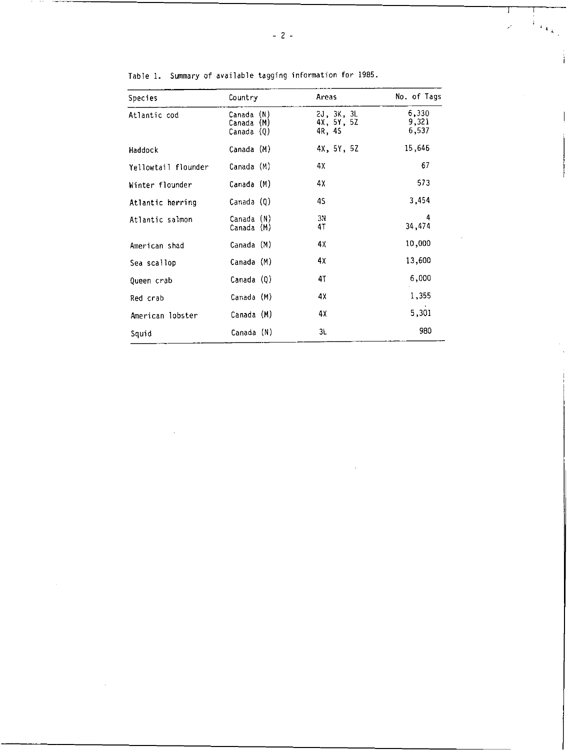Table 1. Summary of available tagging information for 1985.

| Species | Country | Areas | No. of Tags |
|---|---|---|---|
| Atlantic cod | Canada (N) | 2J, 3K, 3L | 6,330 |
| | Canada (M) | 4X, 5Y, 5Z | 9,321 |
| | Canada (Q) | 4R, 4S | 6,537 |
| Haddock | Canada (M) | 4X, 5Y, 5Z | 15,646 |
| Yellowtail flounder | Canada (M) | 4X | 67 |
| Winter flounder | Canada (M) | 4X | 573 |
| Atlantic herring | Canada (Q) | 4S | 3,454 |
| Atlantic salmon | Canada (N) | 3N | 4 |
| | Canada (M) | 4T | 34,474 |
| American shad | Canada (M) | 4X | 10,000 |
| Sea scallop | Canada (M) | 4X | 13,600 |
| Queen crab | Canada (Q) | 4T | 6,000 |
| Red crab | Canada (M) | 4X | 1,355 |
| American lobster | Canada (M) | 4X | 5,301 |
| Squid | Canada (N) | 3L | 980 |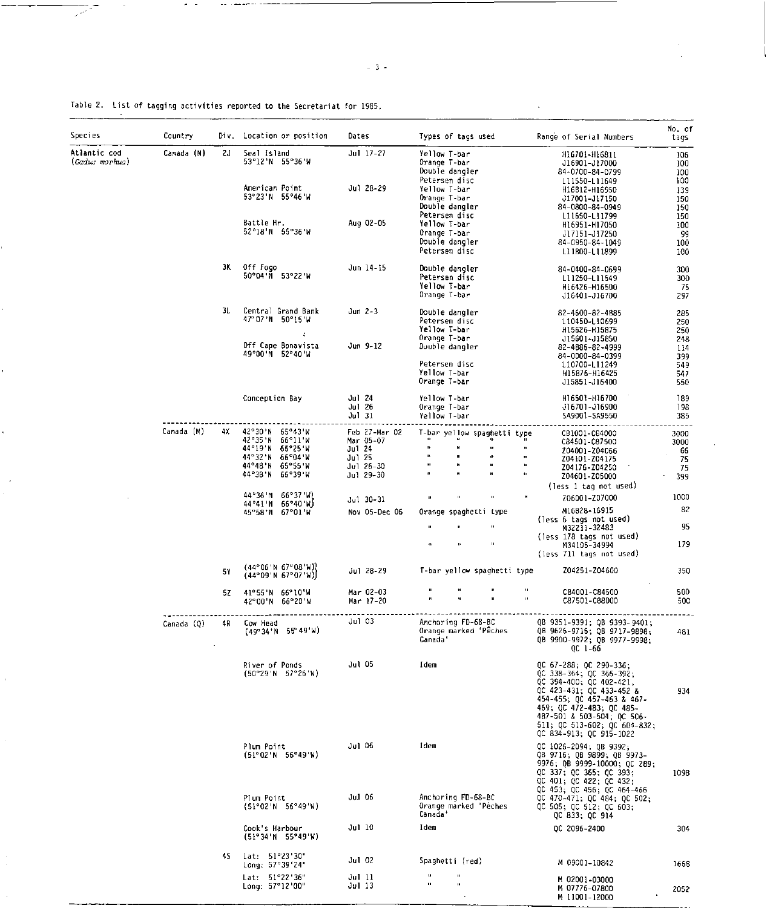Table 2. List of tagging activities reported to the Secretariat for 1985.

| Species | Country | Div. | Location or position | Dates | Types of tags used | Range of Serial Numbers | No. of tags |
|---|---|---|---|---|---|---|---|
| Atlantic cod (*Gadus morhua*) | Canada (N) | 2J | Seal Island 53°12'N 55°36'W | Jul 17-27 | Yellow T-bar | H16701-H16811 | 106 |
| | | | | | Orange T-bar | J16901-J17000 | 100 |
| | | | | | Double dangler | 84-0700-84-0799 | 100 |
| | | | | | Petersen disc | L11550-L11649 | 100 |
| | | | American Point 53°23'N 55°46'W | Jul 28-29 | Yellow T-bar | H16812-H16950 | 139 |
| | | | | | Orange T-bar | J17001-J17150 | 150 |
| | | | | | Double dangler | 84-0800-84-0949 | 150 |
| | | | | | Petersen disc | L11650-L11799 | 150 |
| | | | Battle Hr. 52°18'N 55°36'W | Aug 02-05 | Yellow T-bar | H16951-H17050 | 100 |
| | | | | | Orange T-bar | J17151-J17250 | 99 |
| | | | | | Double dangler | 84-0950-84-1049 | 100 |
| | | | | | Petersen disc | L11800-L11899 | 100 |
| | | 3K | Off Fogo 50°04'N 53°22'W | Jun 14-15 | Double dangler | 84-0400-84-0699 | 300 |
| | | | | | Petersen disc | L11250-L11549 | 300 |
| | | | | | Yellow T-bar | H16426-H16500 | 75 |
| | | | | | Orange T-bar | J16401-J16700 | 297 |
| | | 3L | Central Grand Bank 47°07'N 50°15'W | Jun 2-3 | Double dangler | 82-4600-82-4885 | 285 |
| | | | | | Petersen disc | L10450-L10699 | 250 |
| | | | | | Yellow T-bar | H15626-H15875 | 250 |
| | | | | | Orange T-bar | J15601-J15850 | 248 |
| | | | Off Cape Bonavista 49°00'N 52°40'W | Jun 9-12 | Double dangler | 82-4886-82-4999 | 114 |
| | | | | | | 84-0000-84-0399 | 399 |
| | | | | | Petersen disc | L10700-L11249 | 549 |
| | | | | | Yellow T-bar | H15876-H16425 | 547 |
| | | | | | Orange T-bar | J15851-J16400 | 550 |
| | | | Conception Bay | Jul 24 | Yellow T-bar | H16501-H16700 | 189 |
| | | | | Jul 26 | Orange T-bar | J16701-J16900 | 198 |
| | | | | Jul 31 | Yellow T-bar | SA9001-SA9550 | 385 |
| | Canada (M) | 4X | 42°30'N 65°43'W | Feb 27-Mar 02 | T-bar yellow spaghetti type | C81001-C84000 | 3000 |
| | | | 42°35'N 66°11'W | Mar 05-07 | " " " " | C84501-C87500 | 3000 |
| | | | 44°19'N 66°25'W | Jul 24 | " " " " | Z04001-Z04066 | 66 |
| | | | 44°32'N 66°04'W | Jul 25 | " " " " | Z04101-Z04175 | 75 |
| | | | 44°48'N 65°55'W | Jul 26-30 | " " " " | Z04176-Z04250 | 75 |
| | | | 44°38'N 66°39'W | Jul 29-30 | " " " " | Z04601-Z05000 (less 1 tag not used) | 399 |
| | | | 44°36'N 66°37'W; 44°41'N 66°40'W | Jul 30-31 | " " " " | Z06001-Z07000 | 1000 |
| | | | 45°58'N 67°01'W | Nov 05-Dec 06 | Orange spaghetti type | M16828-16915 (less 6 tags not used) | 82 |
| | | | | | " " " | M32211-32483 (less 178 tags not used) | 95 |
| | | | | | " " " | M34105-34994 (less 711 tags not used) | 179 |
| | | 5Y | (44°06'N 67°08'W); (44°09'N 67°07'W) | Jul 28-29 | T-bar yellow spaghetti type | Z04251-Z04600 | 350 |
| | | 5Z | 41°55'N 66°10'W | Mar 02-03 | " " " " | C84001-C84500 | 500 |
| | | | 42°00'N 66°20'W | Mar 17-20 | " " " " | C87501-C88000 | 500 |
| | Canada (Q) | 4R | Cow Head (49°34'N 55°49'W) | Jul 03 | Anchoring FD-68-BC Orange marked 'Pêches Canada' | QB 9351-9391; QB 9393-9401; QB 9626-9715; QB 9717-9898; QB 9900-9972; QB 9977-9998; QC 1-66 | 481 |
| | | | River of Ponds (50°29'N 57°26'W) | Jul 05 | Idem | QC 67-288; QC 290-336; QC 338-364; QC 366-392; QC 394-400; QC 402-421, QC 423-431; QC 433-452 & 454-455; QC 457-463 & 467-469; QC 472-483; QC 485-487-501 & 503-504; QC 506-511; QC 513-602; QC 604-832; QC 834-913; QC 915-1022 | 934 |
| | | | Plum Point (51°02'N 56°49'W) | Jul 06 | Idem | QC 1026-2094; QB 9392; QB 9716; QB 9899; QB 9973-9976; QB 9999-10000; QC 289; QC 337; QC 365; QC 393; QC 401; QC 422; QC 432; QC 453; QC 456; QC 464-466 | 1098 |
| | | | Plum Point (51°02'N 56°49'W) | Jul 06 | Anchoring FD-68-BC Orange marked 'Pêches Canada' | QC 470-471; QC 484; QC 502; QC 505; QC 512; QC 603; QC 833; QC 914 | |
| | | | Cook's Harbour (51°34'N 55°49'W) | Jul 10 | Idem | QC 2096-2400 | 304 |
| | | 4S | Lat: 51°23'30" Long: 57°39'24" | Jul 02 | Spaghetti (red) | M 09001-10842 | 1668 |
| | | | Lat: 51°22'36" Long: 57°12'00" | Jul 11; Jul 13 | " " | M 02001-03000; M 07776-07800; M 11001-12000 | 2052 |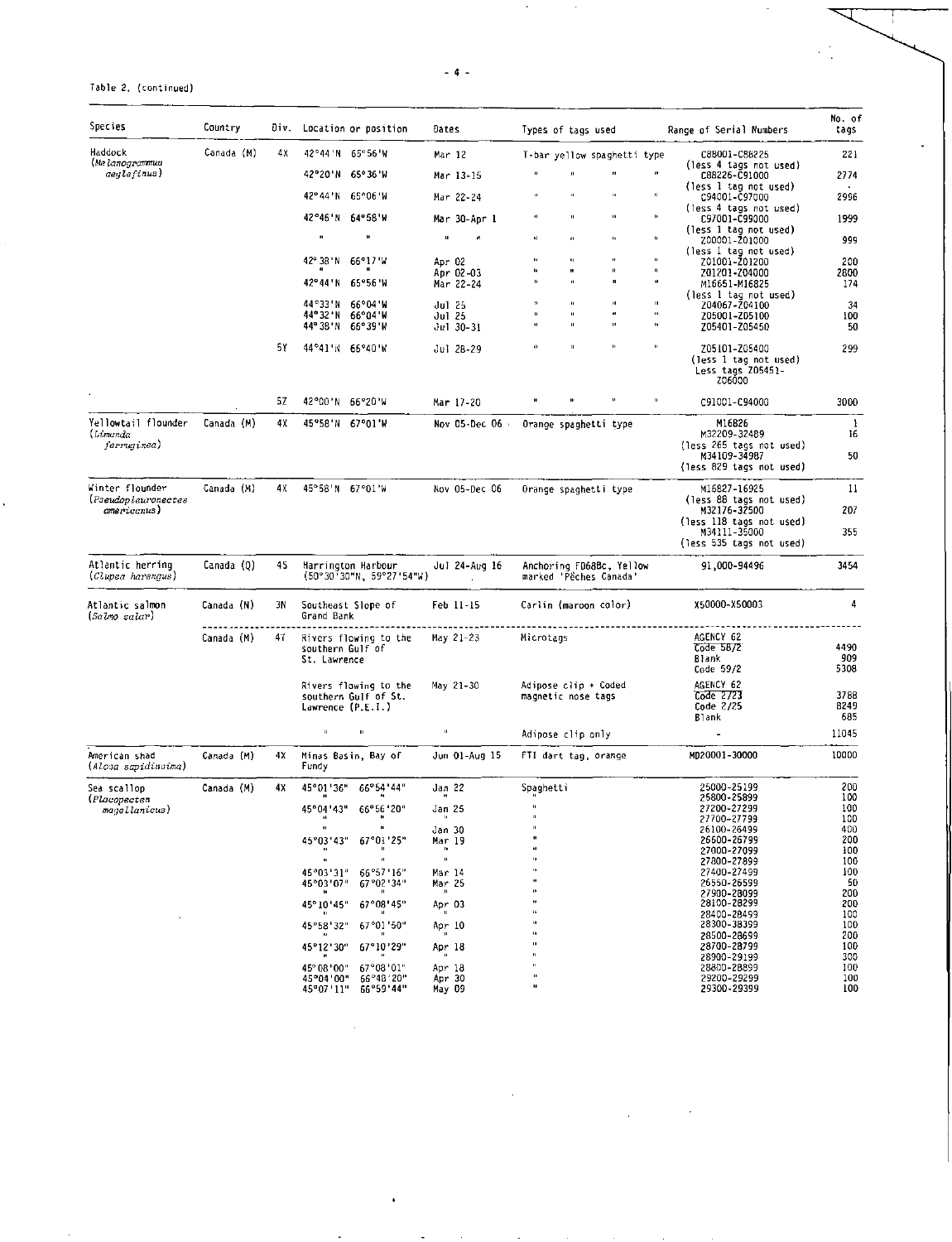Table 2. (continued)

| Species | Country | Div. | Location or position | Dates | Types of tags used | Range of Serial Numbers | No. of tags |
|---|---|---|---|---|---|---|---|
| Haddock (*Melanogrammus aeglefinus*) | Canada (M) | 4X | 42°44'N 65°56'W | Mar 12 | T-bar yellow spaghetti type | C88001-C88225 (less 4 tags not used) | 221 |
| | | | 42°20'N 65°36'W | Mar 13-15 | " " " " | C88226-C91000 (less 1 tag not used) | 2774 |
| | | | 42°44'N 65°06'W | Mar 22-24 | " " " " | C94001-C97000 (less 4 tags not used) | 2996 |
| | | | 42°46'N 64°58'W | Mar 30-Apr 1 | " " " " | C97001-C99000 (less 1 tag not used) | 1999 |
| | | | " " | " " | " " " " | Z00001-Z01000 (less 1 tag not used) | 999 |
| | | | 42°38'N 66°17'W | Apr 02 | " " " " | Z01001-Z01200 | 200 |
| | | | " " | Apr 02-03 | " " " " | Z01201-Z04000 | 2800 |
| | | | 42°44'N 65°56'W | Mar 22-24 | " " " " | M16651-M16825 (less 1 tag not used) | 174 |
| | | | 44°33'N 66°04'W | Jul 25 | " " " " | Z04067-Z04100 | 34 |
| | | | 44°32'N 66°04'W | Jul 25 | " " " " | Z05001-Z05100 | 100 |
| | | | 44°38'N 66°39'W | Jul 30-31 | " " " " | Z05401-Z05450 | 50 |
| | | 5Y | 44°41'N 66°40'W | Jul 28-29 | " " " " | Z05101-Z05400 (less 1 tag not used) Less tags Z05451-Z06000 | 299 |
| | | 5Z | 42°00'N 66°20'W | Mar 17-20 | " " " " | C91001-C94000 | 3000 |
| Yellowtail flounder (*Limanda ferruginea*) | Canada (M) | 4X | 45°58'N 67°01'W | Nov 05-Dec 06 | Orange spaghetti type | M16826 | 1 |
| | | | | | | M32209-32489 (less 265 tags not used) | 16 |
| | | | | | | M34109-34987 (less 829 tags not used) | 50 |
| Winter flounder (*Pseudopleuronectes americanus*) | Canada (M) | 4X | 45°58'N 67°01'W | Nov 05-Dec 06 | Orange spaghetti type | M16827-16925 (less 88 tags not used) | 11 |
| | | | | | | M32176-32500 (less 118 tags not used) | 207 |
| | | | | | | M34111-35000 (less 535 tags not used) | 355 |
| Atlantic herring (*Clupea harengus*) | Canada (Q) | 4S | Harrington Harbour (50°30'30"N, 59°27'54"W) | Jul 24-Aug 16 | Anchoring FD68Bc, Yellow marked 'Pêches Canada' | 91,000-94496 | 3454 |
| Atlantic salmon (*Salmo salar*) | Canada (N) | 3N | Southeast Slope of Grand Bank | Feb 11-15 | Carlin (maroon color) | X50000-X50003 | 4 |
| | Canada (M) | 4T | Rivers flowing to the southern Gulf of St. Lawrence | May 21-23 | Microtags | AGENCY 62 Code 58/2 | 4490 |
| | | | | | | Blank | 909 |
| | | | | | | Code 59/2 | 5308 |
| | | | Rivers flowing to the southern Gulf of St. Lawrence (P.E.I.) | May 21-30 | Adipose clip + Coded magnetic nose tags | AGENCY 62 Code 2/23 | 3788 |
| | | | | | | Code 2/25 | 8249 |
| | | | | | | Blank | 685 |
| | | | " " | " | Adipose clip only | - | 11045 |
| American shad (*Alosa sapidissima*) | Canada (M) | 4X | Minas Basin, Bay of Fundy | Jun 01-Aug 15 | FTI dart tag, orange | MD20001-30000 | 10000 |
| Sea scallop (*Placopecten magellanicus*) | Canada (M) | 4X | 45°01'36" 66°54'44" | Jan 22 | Spaghetti | 25000-25199 | 200 |
| | | | " " | " | " | 25800-25899 | 100 |
| | | | 45°04'43" 66°56'20" | Jan 25 | " | 27200-27299 | 100 |
| | | | " " | " | " | 27700-27799 | 100 |
| | | | " " | Jan 30 | " | 26100-26499 | 400 |
| | | | 45°03'43" 67°01'25" | Mar 19 | " | 26600-26799 | 200 |
| | | | " " | " | " | 27000-27099 | 100 |
| | | | " " | " | " | 27800-27899 | 100 |
| | | | 45°03'31" 66°57'16" | Mar 14 | " | 27400-27499 | 100 |
| | | | 45°03'07" 67°02'34" | Mar 25 | " | 26550-26599 | 50 |
| | | | " " | " | " | 27900-28099 | 200 |
| | | | 45°10'45" 67°08'45" | Apr 03 | " | 28100-28299 | 200 |
| | | | " " | " | " | 28400-28499 | 100 |
| | | | 45°58'32" 67°01'50" | Apr 10 | " | 28300-28399 | 100 |
| | | | " " | " | " | 28500-28699 | 200 |
| | | | 45°12'30" 67°10'29" | Apr 18 | " | 28700-28799 | 100 |
| | | | " " | " | " | 28900-29199 | 300 |
| | | | 45°08'00" 67°08'01" | Apr 18 | " | 28800-28899 | 100 |
| | | | 45°04'00" 66°48'20" | Apr 30 | " | 29200-29299 | 100 |
| | | | 45°07'11" 66°59'44" | May 09 | " | 29300-29399 | 100 |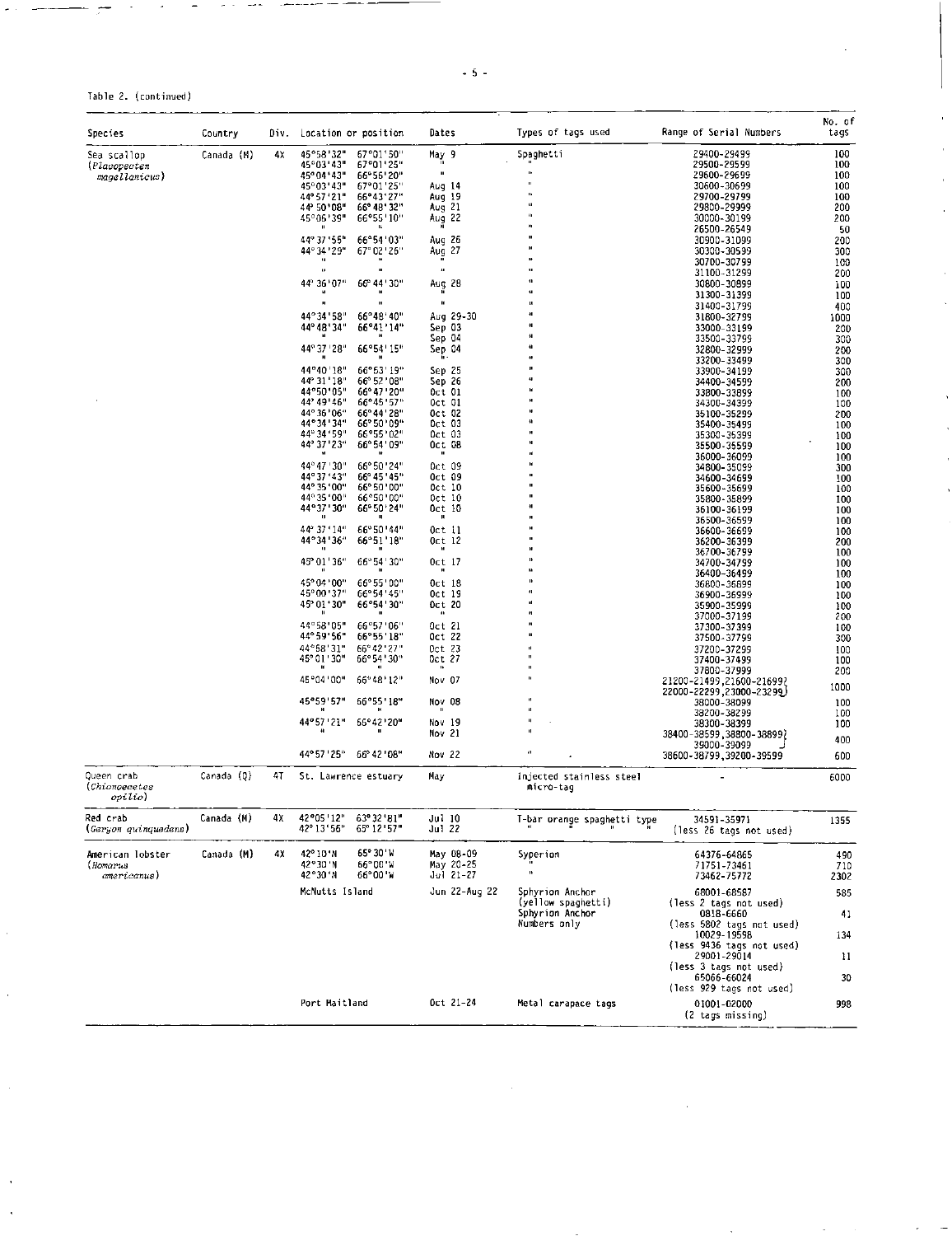Table 2. (continued)

| Species | Country | Div. | Location or position | | Dates | Types of tags used | Range of Serial Numbers | No. of tags |
|---|---|---|---|---|---|---|---|---|
| Sea scallop (*Placopecten magellanicus*) | Canada (M) | 4X | 45°58'32" | 67°01'50" | May 9 | Spaghetti | 29400-29499 | 100 |
| | | | 45°03'43" | 67°01'25" | " | " | 29500-29599 | 100 |
| | | | 45°04'43" | 66°56'20" | " | " | 29600-29699 | 100 |
| | | | 45°03'43" | 67°01'25" | Aug 14 | " | 30600-30699 | 100 |
| | | | 44°57'21" | 66°43'27" | Aug 19 | " | 29700-29799 | 100 |
| | | | 44°50'08" | 66°48'32" | Aug 21 | " | 29800-29999 | 200 |
| | | | 45°06'39" | 66°55'10" | Aug 22 | " | 30000-30199 | 200 |
| | | | " | " | " | " | 26500-26549 | 50 |
| | | | 44°37'55" | 66°54'03" | Aug 26 | " | 30900-31099 | 200 |
| | | | 44°34'29" | 67°02'26" | Aug 27 | " | 30300-30599 | 300 |
| | | | " | " | " | " | 30700-30799 | 100 |
| | | | " | " | " | " | 31100-31299 | 200 |
| | | | 44°36'07" | 66°44'30" | Aug 28 | " | 30800-30899 | 100 |
| | | | " | " | " | " | 31300-31399 | 100 |
| | | | " | " | " | " | 31400-31799 | 400 |
| | | | 44°34'58" | 66°48'40" | Aug 29-30 | " | 31800-32799 | 1000 |
| | | | 44°48'34" | 66°41'14" | Sep 03 | " | 33000-33199 | 200 |
| | | | " | " | Sep 04 | " | 33500-33799 | 300 |
| | | | 44°37'28" | 66°54'15" | Sep 04 | " | 32800-32999 | 200 |
| | | | " | " | " | " | 33200-33499 | 300 |
| | | | 44°40'18" | 66°53'19" | Sep 25 | " | 33900-34199 | 300 |
| | | | 44°31'18" | 66°52'08" | Sep 26 | " | 34400-34599 | 200 |
| | | | 44°50'05" | 66°47'20" | Oct 01 | " | 33800-33899 | 100 |
| | | | 44°49'46" | 66°45'57" | Oct 01 | " | 34300-34399 | 100 |
| | | | 44°36'06" | 66°44'28" | Oct 02 | " | 35100-35299 | 200 |
| | | | 44°34'34" | 66°50'09" | Oct 03 | " | 35400-35499 | 100 |
| | | | 44°34'59" | 66°55'02" | Oct 03 | " | 35300-35399 | 100 |
| | | | 44°37'23" | 66°54'09" | Oct 08 | " | 35500-35599 | 100 |
| | | | " | " | " | " | 36000-36099 | 100 |
| | | | 44°47'30" | 66°50'24" | Oct 09 | " | 34800-35099 | 300 |
| | | | 44°37'43" | 66°45'45" | Oct 09 | " | 34600-34699 | 100 |
| | | | 44°35'00" | 66°50'00" | Oct 10 | " | 35600-35699 | 100 |
| | | | 44°35'00" | 66°50'00" | Oct 10 | " | 35800-35899 | 100 |
| | | | 44°37'30" | 66°50'24" | Oct 10 | " | 36100-36199 | 100 |
| | | | " | " | " | " | 36500-36599 | 100 |
| | | | 44°37'14" | 66°50'44" | Oct 11 | " | 36600-36699 | 100 |
| | | | 44°34'36" | 66°51'18" | Oct 12 | " | 36200-36399 | 200 |
| | | | " | " | " | " | 36700-36799 | 100 |
| | | | 45°01'36" | 66°54'30" | Oct 17 | " | 34700-34799 | 100 |
| | | | " | " | " | " | 36400-36499 | 100 |
| | | | 45°04'00" | 66°55'00" | Oct 18 | " | 36800-36899 | 100 |
| | | | 45°00'37" | 66°54'45" | Oct 19 | " | 36900-36999 | 100 |
| | | | 45°01'30" | 66°54'30" | Oct 20 | " | 35900-35999 | 100 |
| | | | " | " | " | " | 37000-37199 | 200 |
| | | | 44°58'05" | 66°57'06" | Oct 21 | " | 37300-37399 | 100 |
| | | | 44°59'56" | 66°55'18" | Oct 22 | " | 37500-37799 | 300 |
| | | | 44°58'31" | 66°42'27" | Oct 23 | " | 37200-37299 | 100 |
| | | | 45°01'30" | 66°54'30" | Oct 27 | " | 37400-37499 | 100 |
| | | | " | " | " | " | 37800-37999 | 200 |
| | | | 45°04'00" | 66°48'12" | Nov 07 | " | 21200-21499,21600-21699, 22000-22299,23000-23299 | 1000 |
| | | | 45°59'57" | 66°55'18" | Nov 08 | " | 38000-38099 | 100 |
| | | | " | " | " | " | 38200-38299 | 100 |
| | | | 44°57'21" | 66°42'20" | Nov 19 | " | 38300-38399 | 100 |
| | | | " | " | Nov 21 | " | 38400-38599,38800-38899, 39000-39099 | 400 |
| | | | 44°57'25" | 66°42'08" | Nov 22 | " | 38600-38799,39200-39599 | 600 |
| Queen crab (*Chionoecetes opilio*) | Canada (Q) | 4T | St. Lawrence estuary | | May | Injected stainless steel micro-tag | - | 6000 |
| Red crab (*Geryon quinquedens*) | Canada (M) | 4X | 42°05'12" | 63°32'81" | Jul 10 | T-bar orange spaghetti type | 34591-35971 | 1355 |
| | | | 42°13'56" | 65°12'57" | Jul 22 | " " " " | (less 26 tags not used) | |
| American lobster (*Homarus americanus*) | Canada (M) | 4X | 42°10'N | 65°30'W | May 08-09 | Syperion | 64376-64865 | 490 |
| | | | 42°30'N | 66°00'W | May 20-25 | " | 71751-73461 | 710 |
| | | | 42°30'N | 66°00'W | Jul 21-27 | " | 73462-75772 | 2302 |
| | | | McNutts Island | | Jun 22-Aug 22 | Sphyrion Anchor (yellow spaghetti) | 68001-68587 (less 2 tags not used) | 585 |
| | | | | | | Sphyrion Anchor Numbers only | 0818-6660 (less 5802 tags not used) | 41 |
| | | | | | | | 10029-19598 (less 9436 tags not used) | 134 |
| | | | | | | | 29001-29014 (less 3 tags not used) | 11 |
| | | | | | | | 65066-66024 (less 929 tags not used) | 30 |
| | | | Port Maitland | | Oct 21-24 | Metal carapace tags | 01001-02000 (2 tags missing) | 998 |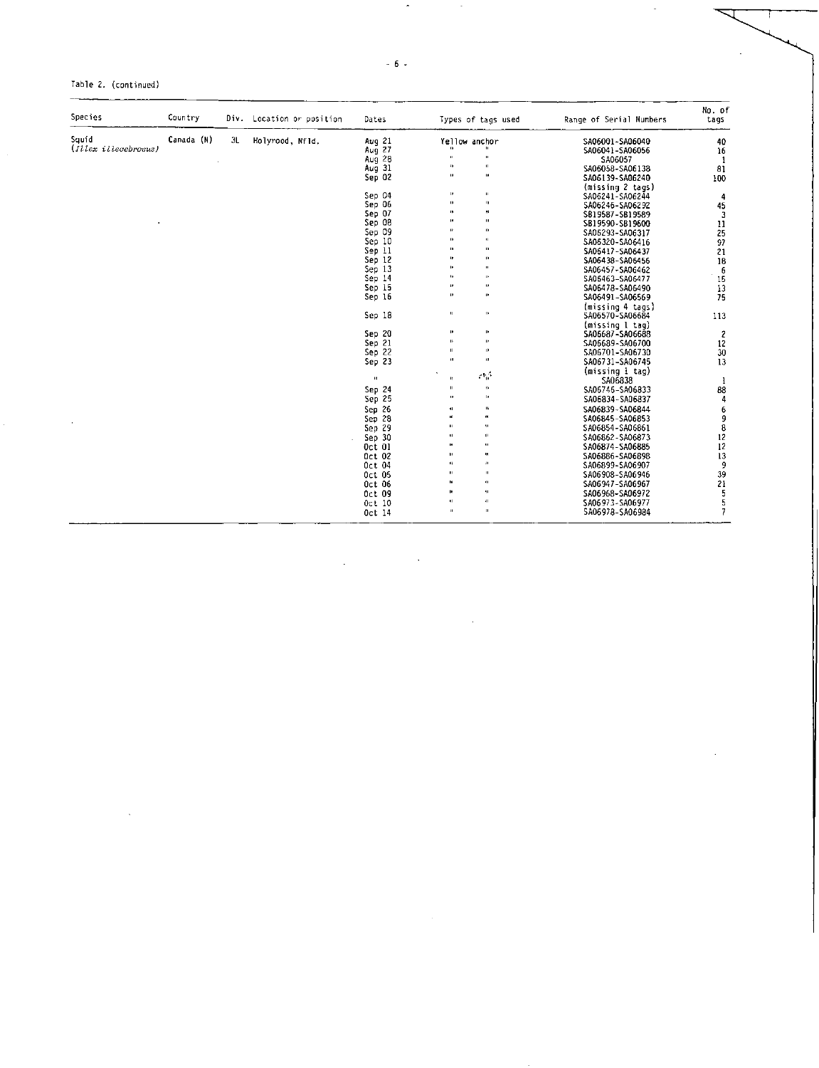Table 2. (continued)

| Species | Country | Div. | Location or position | Dates | Types of tags used | Range of Serial Numbers | No. of tags |
|---|---|---|---|---|---|---|---|
| Squid (*Illex illecebrosus*) | Canada (N) | 3L | Holyrood, Nfld. | Aug 21 | Yellow anchor | SA06001-SA06040 | 40 |
| | | | | Aug 27 | " " | SA06041-SA06056 | 16 |
| | | | | Aug 28 | " " | SA06057 | 1 |
| | | | | Aug 31 | " " | SA06058-SA06138 | 81 |
| | | | | Sep 02 | " " | SA06139-SA06240 (missing 2 tags) | 100 |
| | | | | Sep 04 | " " | SA06241-SA06244 | 4 |
| | | | | Sep 06 | " " | SA06246-SA06292 | 45 |
| | | | | Sep 07 | " " | SB19587-SB19589 | 3 |
| | | | | Sep 08 | " " | SB19590-SB19600 | 11 |
| | | | | Sep 09 | " " | SA06293-SA06317 | 25 |
| | | | | Sep 10 | " " | SA06320-SA06416 | 97 |
| | | | | Sep 11 | " " | SA06417-SA06437 | 21 |
| | | | | Sep 12 | " " | SA06438-SA06456 | 18 |
| | | | | Sep 13 | " " | SA06457-SA06462 | 6 |
| | | | | Sep 14 | " " | SA06463-SA06477 | 15 |
| | | | | Sep 15 | " " | SA06478-SA06490 | 13 |
| | | | | Sep 16 | " " | SA06491-SA06569 (missing 4 tags) | 75 |
| | | | | Sep 18 | " " | SA06570-SA06684 (missing 1 tag) | 113 |
| | | | | Sep 20 | " " | SA06687-SA06688 | 2 |
| | | | | Sep 21 | " " | SA06689-SA06700 | 12 |
| | | | | Sep 22 | " " | SA06701-SA06730 | 30 |
| | | | | Sep 23 | " " | SA06731-SA06745 (missing 1 tag) | 13 |
| | | | | " | " " | SA06838 | 1 |
| | | | | Sep 24 | " " | SA06746-SA06833 | 88 |
| | | | | Sep 25 | " " | SA06834-SA06837 | 4 |
| | | | | Sep 26 | " " | SA06839-SA06844 | 6 |
| | | | | Sep 28 | " " | SA06845-SA06853 | 9 |
| | | | | Sep 29 | " " | SA06854-SA06861 | 8 |
| | | | | Sep 30 | " " | SA06862-SA06873 | 12 |
| | | | | Oct 01 | " " | SA06874-SA06885 | 12 |
| | | | | Oct 02 | " " | SA06886-SA06898 | 13 |
| | | | | Oct 04 | " " | SA06899-SA06907 | 9 |
| | | | | Oct 05 | " " | SA06908-SA06946 | 39 |
| | | | | Oct 06 | " " | SA06947-SA06967 | 21 |
| | | | | Oct 09 | " " | SA06968-SA06972 | 5 |
| | | | | Oct 10 | " " | SA06973-SA06977 | 5 |
| | | | | Oct 14 | " " | SA06978-SA06984 | 7 |